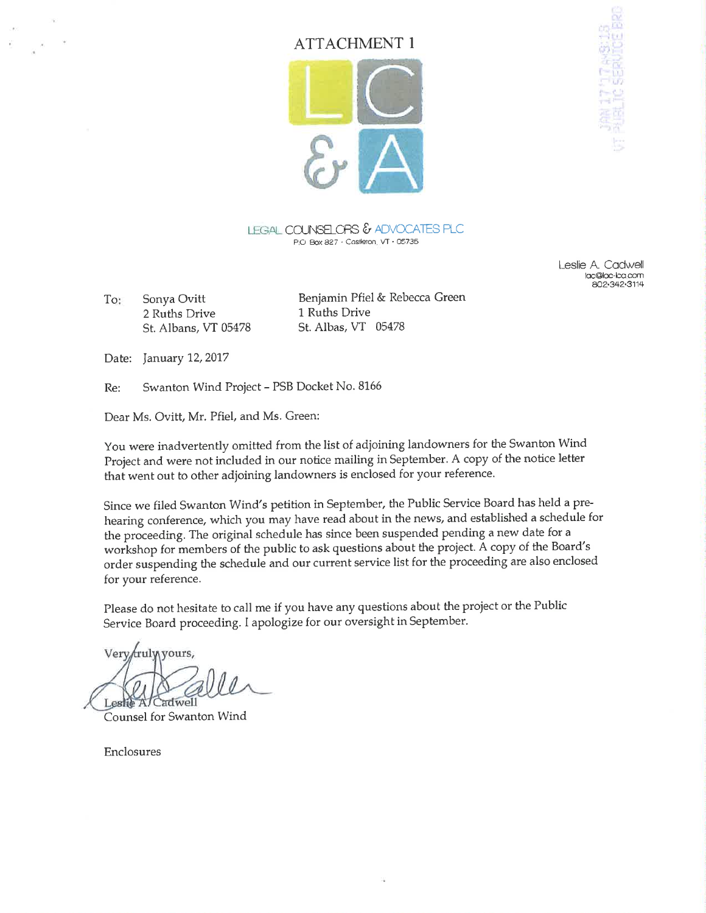# ATTACHMENT 1

LC & A

LEGAL COUNSELORS & ADVOCATES PLC
P.O. Box 827 · Castleton, VT · 05735

Leslie A. Cadwell
lac@lac-lca.com
802·342·3114

To: Sonya Ovitt
2 Ruths Drive
St. Albans, VT 05478

Benjamin Pfiel & Rebecca Green
1 Ruths Drive
St. Albas, VT 05478

Date: January 12, 2017

Re: Swanton Wind Project – PSB Docket No. 8166

Dear Ms. Ovitt, Mr. Pfiel, and Ms. Green:

You were inadvertently omitted from the list of adjoining landowners for the Swanton Wind Project and were not included in our notice mailing in September. A copy of the notice letter that went out to other adjoining landowners is enclosed for your reference.

Since we filed Swanton Wind's petition in September, the Public Service Board has held a pre-hearing conference, which you may have read about in the news, and established a schedule for the proceeding. The original schedule has since been suspended pending a new date for a workshop for members of the public to ask questions about the project. A copy of the Board's order suspending the schedule and our current service list for the proceeding are also enclosed for your reference.

Please do not hesitate to call me if you have any questions about the project or the Public Service Board proceeding. I apologize for our oversight in September.

Very truly yours,

Leslie A. Cadwell
Counsel for Swanton Wind

Enclosures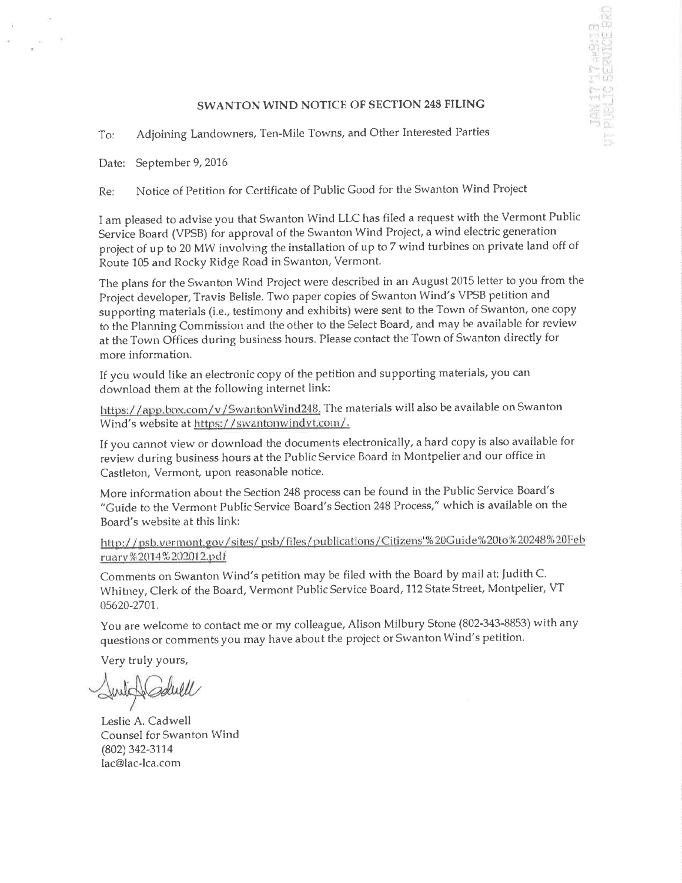## SWANTON WIND NOTICE OF SECTION 248 FILING

To: Adjoining Landowners, Ten-Mile Towns, and Other Interested Parties

Date: September 9, 2016

Re: Notice of Petition for Certificate of Public Good for the Swanton Wind Project

I am pleased to advise you that Swanton Wind LLC has filed a request with the Vermont Public Service Board (VPSB) for approval of the Swanton Wind Project, a wind electric generation project of up to 20 MW involving the installation of up to 7 wind turbines on private land off of Route 105 and Rocky Ridge Road in Swanton, Vermont.

The plans for the Swanton Wind Project were described in an August 2015 letter to you from the Project developer, Travis Belisle. Two paper copies of Swanton Wind's VPSB petition and supporting materials (i.e., testimony and exhibits) were sent to the Town of Swanton, one copy to the Planning Commission and the other to the Select Board, and may be available for review at the Town Offices during business hours. Please contact the Town of Swanton directly for more information.

If you would like an electronic copy of the petition and supporting materials, you can download them at the following internet link:

https://app.box.com/v/SwantonWind248. The materials will also be available on Swanton Wind's website at https://swantonwindvt.com/.

If you cannot view or download the documents electronically, a hard copy is also available for review during business hours at the Public Service Board in Montpelier and our office in Castleton, Vermont, upon reasonable notice.

More information about the Section 248 process can be found in the Public Service Board's "Guide to the Vermont Public Service Board's Section 248 Process," which is available on the Board's website at this link:

http://psb.vermont.gov/sites/psb/files/publications/Citizens'%20Guide%20to%20248%20February%2014%202012.pdf

Comments on Swanton Wind's petition may be filed with the Board by mail at: Judith C. Whitney, Clerk of the Board, Vermont Public Service Board, 112 State Street, Montpelier, VT 05620-2701.

You are welcome to contact me or my colleague, Alison Milbury Stone (802-343-8853) with any questions or comments you may have about the project or Swanton Wind's petition.

Very truly yours,

Leslie A. Cadwell
Counsel for Swanton Wind
(802) 342-3114
lac@lac-lca.com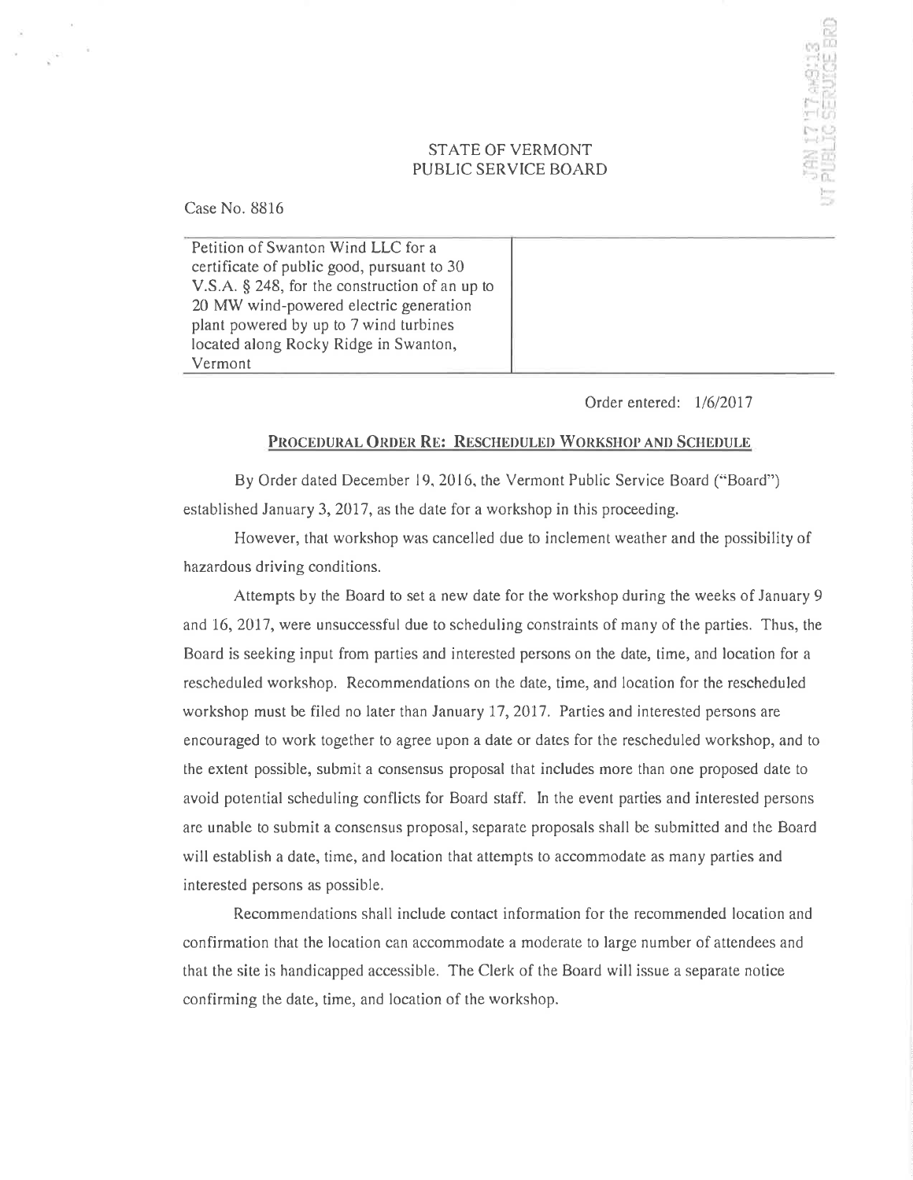STATE OF VERMONT
PUBLIC SERVICE BOARD

Case No. 8816

| Petition of Swanton Wind LLC for a certificate of public good, pursuant to 30 V.S.A. § 248, for the construction of an up to 20 MW wind-powered electric generation plant powered by up to 7 wind turbines located along Rocky Ridge in Swanton, Vermont | |
|---|---|

Order entered: 1/6/2017

## PROCEDURAL ORDER RE: RESCHEDULED WORKSHOP AND SCHEDULE

By Order dated December 19, 2016, the Vermont Public Service Board ("Board") established January 3, 2017, as the date for a workshop in this proceeding.

However, that workshop was cancelled due to inclement weather and the possibility of hazardous driving conditions.

Attempts by the Board to set a new date for the workshop during the weeks of January 9 and 16, 2017, were unsuccessful due to scheduling constraints of many of the parties. Thus, the Board is seeking input from parties and interested persons on the date, time, and location for a rescheduled workshop. Recommendations on the date, time, and location for the rescheduled workshop must be filed no later than January 17, 2017. Parties and interested persons are encouraged to work together to agree upon a date or dates for the rescheduled workshop, and to the extent possible, submit a consensus proposal that includes more than one proposed date to avoid potential scheduling conflicts for Board staff. In the event parties and interested persons are unable to submit a consensus proposal, separate proposals shall be submitted and the Board will establish a date, time, and location that attempts to accommodate as many parties and interested persons as possible.

Recommendations shall include contact information for the recommended location and confirmation that the location can accommodate a moderate to large number of attendees and that the site is handicapped accessible. The Clerk of the Board will issue a separate notice confirming the date, time, and location of the workshop.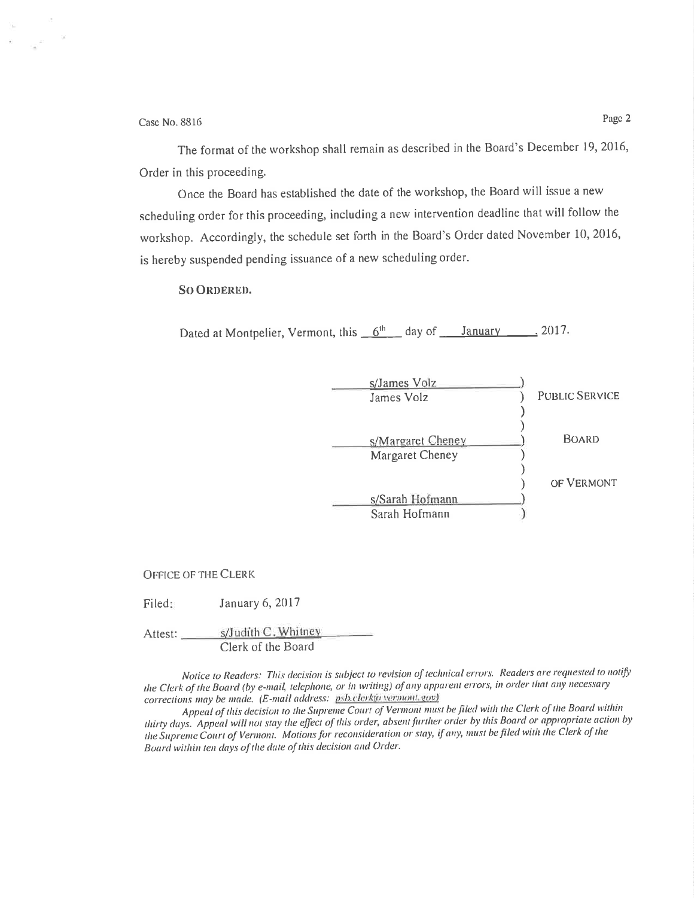The format of the workshop shall remain as described in the Board's December 19, 2016, Order in this proceeding.

Once the Board has established the date of the workshop, the Board will issue a new scheduling order for this proceeding, including a new intervention deadline that will follow the workshop. Accordingly, the schedule set forth in the Board's Order dated November 10, 2016, is hereby suspended pending issuance of a new scheduling order.

**SO ORDERED.**

Dated at Montpelier, Vermont, this 6th day of January, 2017.

| | |
|---|---|
| s/James Volz<br>James Volz | PUBLIC SERVICE |
| s/Margaret Cheney<br>Margaret Cheney | BOARD |
| s/Sarah Hofmann<br>Sarah Hofmann | OF VERMONT |

OFFICE OF THE CLERK

Filed: January 6, 2017

Attest: s/Judith C. Whitney
Clerk of the Board

*Notice to Readers: This decision is subject to revision of technical errors. Readers are requested to notify the Clerk of the Board (by e-mail, telephone, or in writing) of any apparent errors, in order that any necessary corrections may be made. (E-mail address: psb.clerk@vermont.gov)*

*Appeal of this decision to the Supreme Court of Vermont must be filed with the Clerk of the Board within thirty days. Appeal will not stay the effect of this order, absent further order by this Board or appropriate action by the Supreme Court of Vermont. Motions for reconsideration or stay, if any, must be filed with the Clerk of the Board within ten days of the date of this decision and Order.*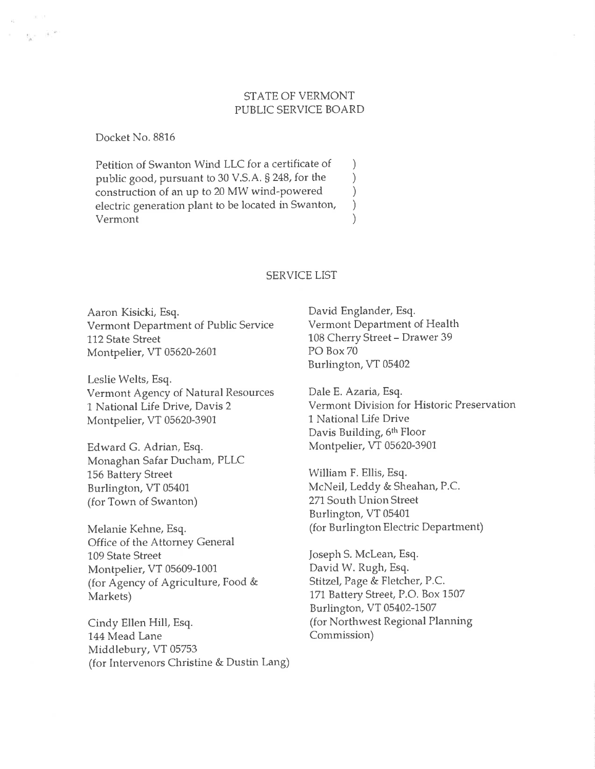STATE OF VERMONT
PUBLIC SERVICE BOARD

Docket No. 8816

Petition of Swanton Wind LLC for a certificate of public good, pursuant to 30 V.S.A. § 248, for the construction of an up to 20 MW wind-powered electric generation plant to be located in Swanton, Vermont

## SERVICE LIST

Aaron Kisicki, Esq.
Vermont Department of Public Service
112 State Street
Montpelier, VT 05620-2601

Leslie Welts, Esq.
Vermont Agency of Natural Resources
1 National Life Drive, Davis 2
Montpelier, VT 05620-3901

Edward G. Adrian, Esq.
Monaghan Safar Ducham, PLLC
156 Battery Street
Burlington, VT 05401
(for Town of Swanton)

Melanie Kehne, Esq.
Office of the Attorney General
109 State Street
Montpelier, VT 05609-1001
(for Agency of Agriculture, Food & Markets)

Cindy Ellen Hill, Esq.
144 Mead Lane
Middlebury, VT 05753
(for Intervenors Christine & Dustin Lang)

David Englander, Esq.
Vermont Department of Health
108 Cherry Street – Drawer 39
PO Box 70
Burlington, VT 05402

Dale E. Azaria, Esq.
Vermont Division for Historic Preservation
1 National Life Drive
Davis Building, 6th Floor
Montpelier, VT 05620-3901

William F. Ellis, Esq.
McNeil, Leddy & Sheahan, P.C.
271 South Union Street
Burlington, VT 05401
(for Burlington Electric Department)

Joseph S. McLean, Esq.
David W. Rugh, Esq.
Stitzel, Page & Fletcher, P.C.
171 Battery Street, P.O. Box 1507
Burlington, VT 05402-1507
(for Northwest Regional Planning Commission)